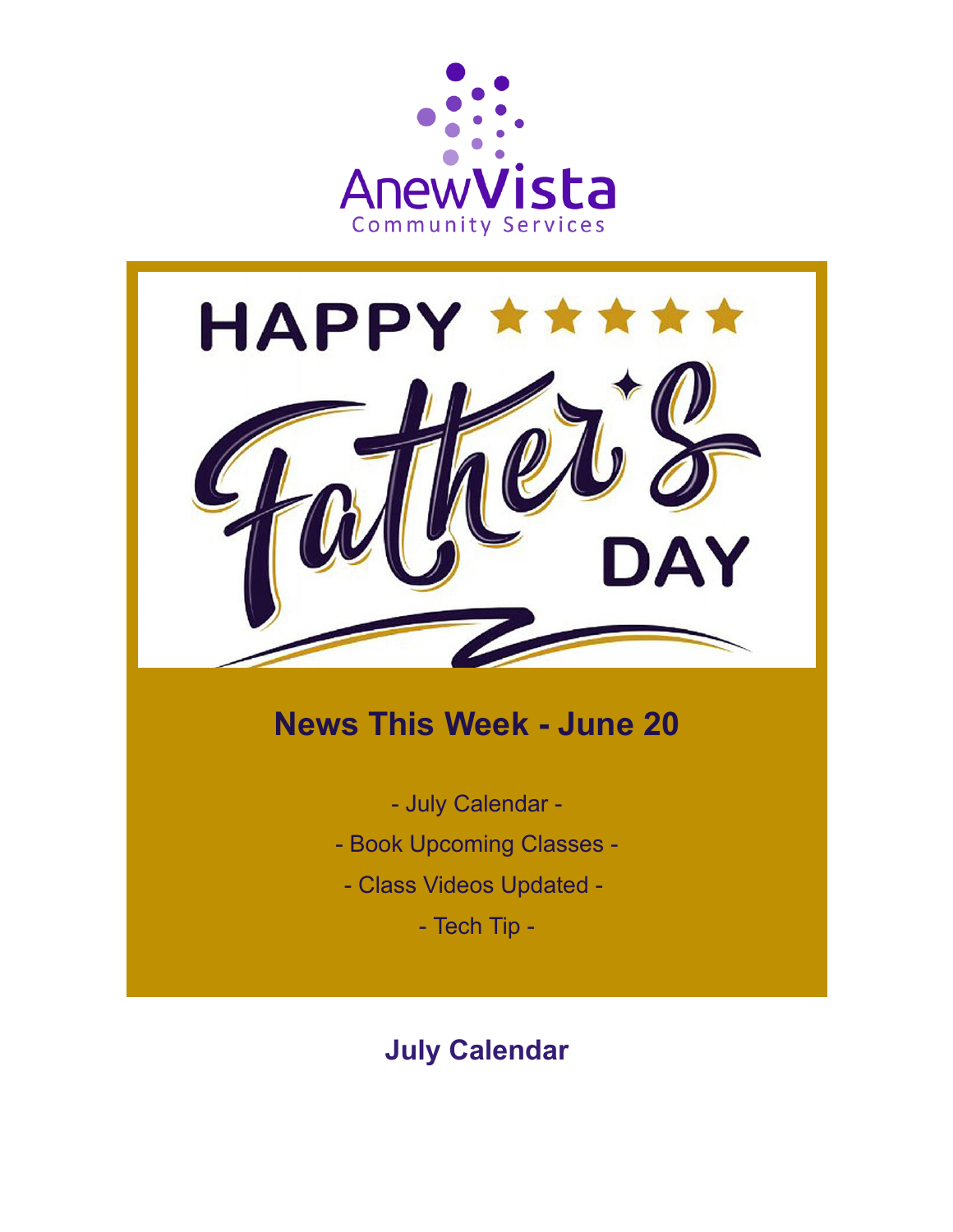AnewVista Community Services

HAPPY Father's DAY

## News This Week - June 20

- July Calendar -

- Book Upcoming Classes -

- Class Videos Updated -

- Tech Tip -

## July Calendar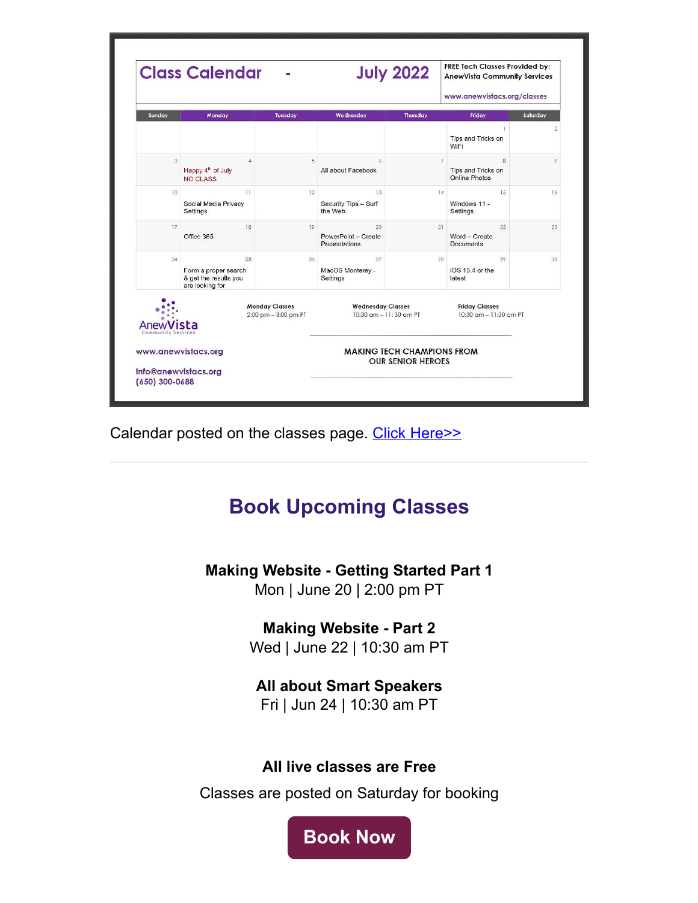## Class Calendar - July 2022

FREE Tech Classes Provided by: AnewVista Community Services

www.anewvistacs.org/classes

| Sunday | Monday | Tuesday | Wednesday | Thursday | Friday | Saturday |
| --- | --- | --- | --- | --- | --- | --- |
| | | | | | 1 Tips and Tricks on WiFi | 2 |
| 3 | 4 Happy 4th of July NO CLASS | 5 | 6 All about Facebook | 7 | 8 Tips and Tricks on Online Photos | 9 |
| 10 | 11 Social Media Privacy Settings | 12 | 13 Security Tips – Surf the Web | 14 | 15 Windows 11 - Settings | 16 |
| 17 | 18 Office 365 | 19 | 20 PowerPoint – Create Presentations | 21 | 22 Word – Create Documents | 23 |
| 24 | 25 Form a proper search & get the results you are looking for | 26 | 27 MacOS Monterey - Settings | 28 | 29 iOS 15.4 or the latest | 30 |

**Monday Classes** 2:00 pm – 3:00 pm PT

**Wednesday Classes** 10:30 am – 11:30 am PT

**Friday Classes** 10:30 am – 11:30 am PT

AnewVista Community Services

www.anewvistacs.org

info@anewvistacs.org
(650) 300-0688

MAKING TECH CHAMPIONS FROM OUR SENIOR HEROES

Calendar posted on the classes page. Click Here>>

---

## Book Upcoming Classes

**Making Website - Getting Started Part 1**
Mon | June 20 | 2:00 pm PT

**Making Website - Part 2**
Wed | June 22 | 10:30 am PT

**All about Smart Speakers**
Fri | Jun 24 | 10:30 am PT

**All live classes are Free**

Classes are posted on Saturday for booking

**Book Now**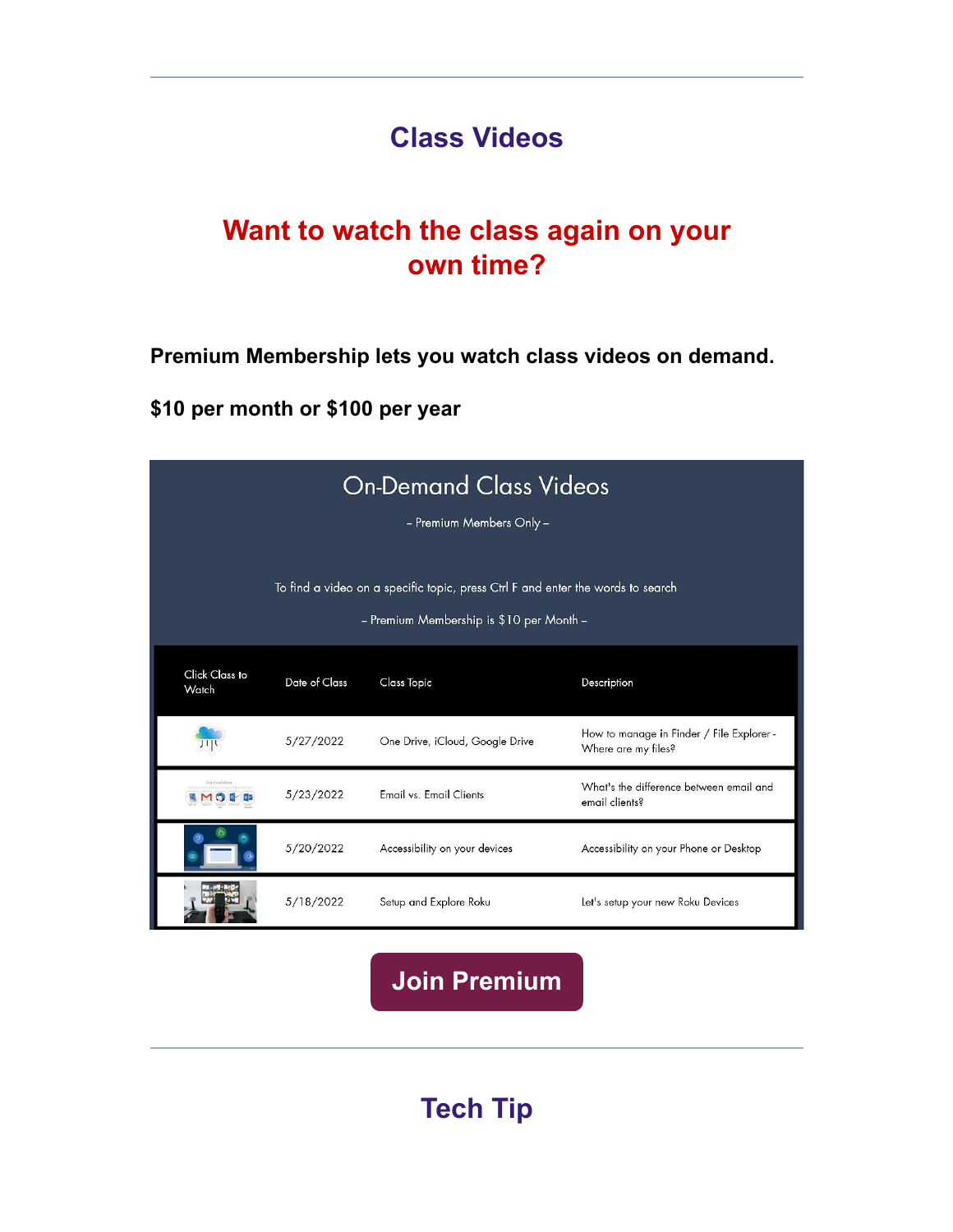## Class Videos

## Want to watch the class again on your own time?

**Premium Membership lets you watch class videos on demand.**

**$10 per month or $100 per year**

### On-Demand Class Videos

– Premium Members Only –

To find a video on a specific topic, press Ctrl F and enter the words to search

– Premium Membership is $10 per Month –

| Click Class to Watch | Date of Class | Class Topic | Description |
|---|---|---|---|
| | 5/27/2022 | One Drive, iCloud, Google Drive | How to manage in Finder / File Explorer - Where are my files? |
| | 5/23/2022 | Email vs. Email Clients | What's the difference between email and email clients? |
| | 5/20/2022 | Accessibility on your devices | Accessibility on your Phone or Desktop |
| | 5/18/2022 | Setup and Explore Roku | Let's setup your new Roku Devices |

**Join Premium**

## Tech Tip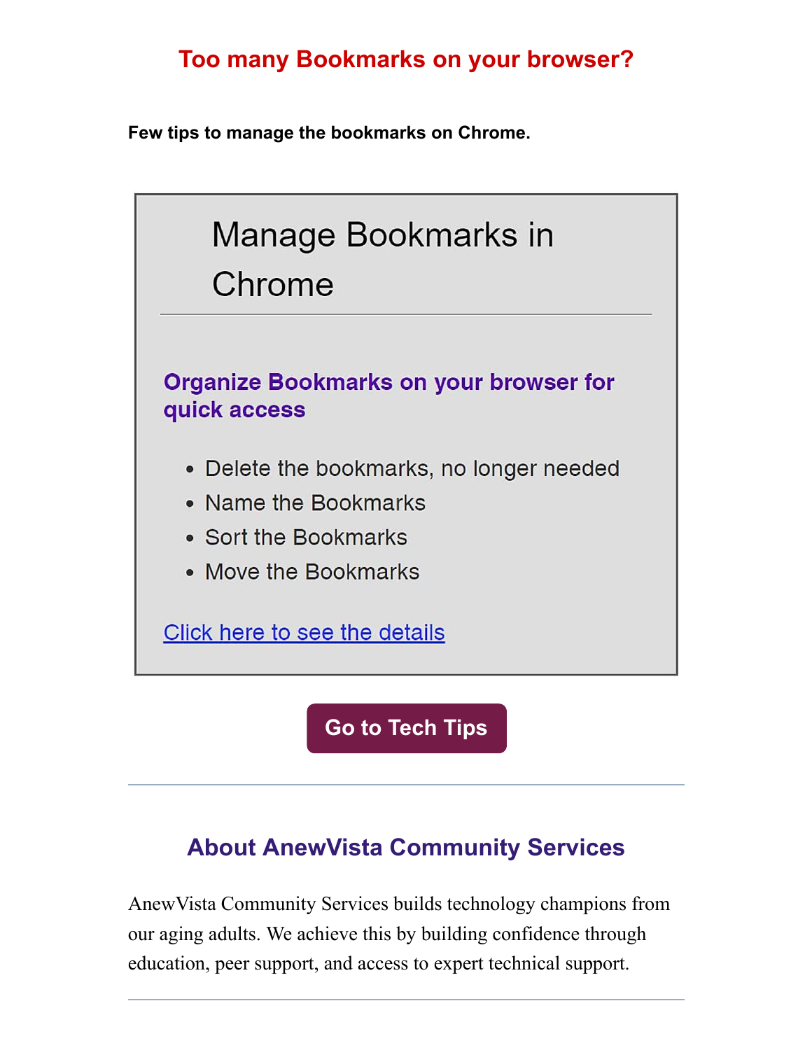## Too many Bookmarks on your browser?

**Few tips to manage the bookmarks on Chrome.**

# Manage Bookmarks in Chrome

---

### Organize Bookmarks on your browser for quick access

- Delete the bookmarks, no longer needed
- Name the Bookmarks
- Sort the Bookmarks
- Move the Bookmarks

Click here to see the details

**Go to Tech Tips**

---

## About AnewVista Community Services

AnewVista Community Services builds technology champions from our aging adults. We achieve this by building confidence through education, peer support, and access to expert technical support.

---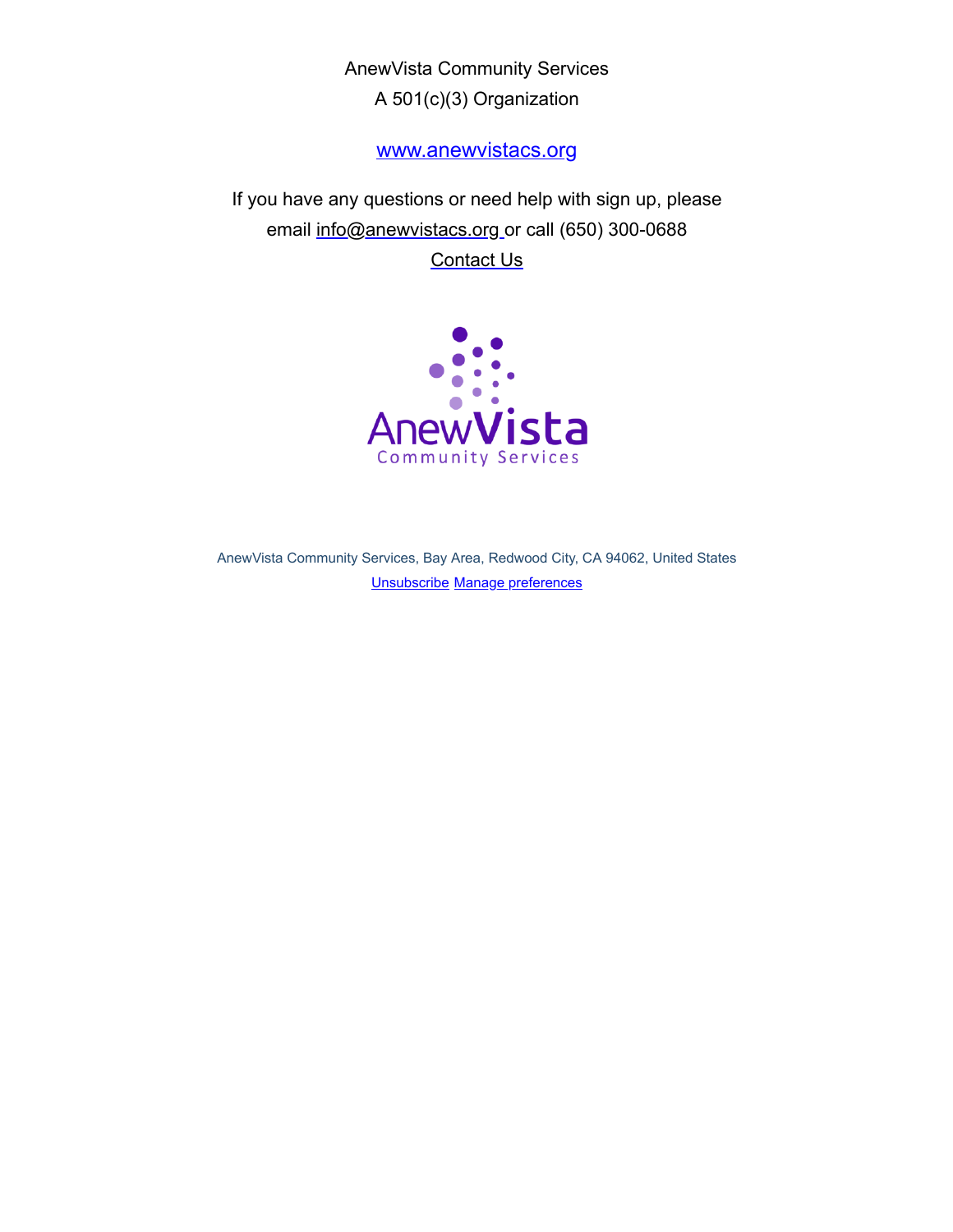AnewVista Community Services

A 501(c)(3) Organization

www.anewvistacs.org

If you have any questions or need help with sign up, please email info@anewvistacs.org or call (650) 300-0688

Contact Us

AnewVista Community Services, Bay Area, Redwood City, CA 94062, United States

Unsubscribe Manage preferences